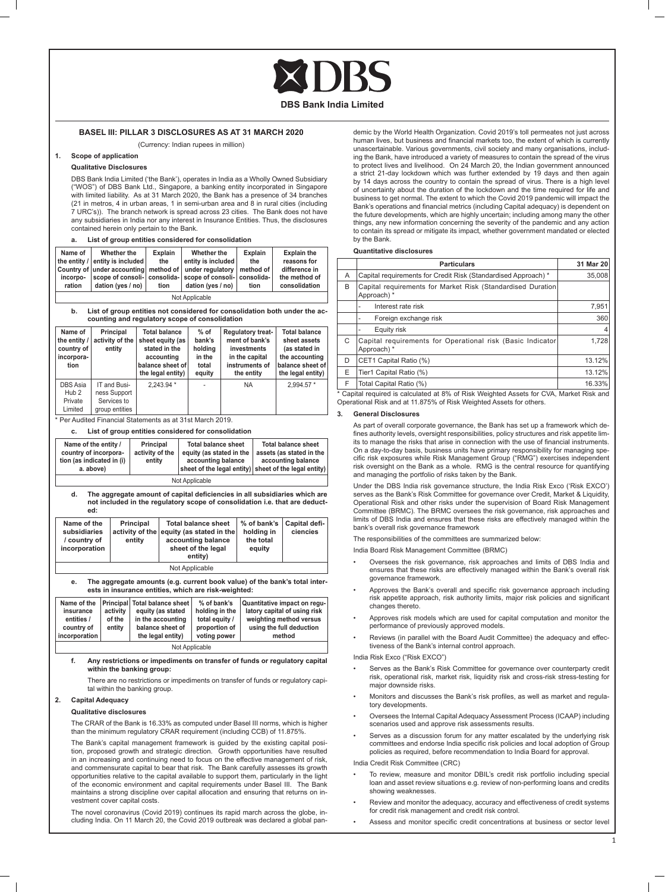# DBS

**DBS Bank India Limited**

## BASEL III: PILLAR 3 DISCLOSURES AS AT 31 MARCH 2020

(Currency: Indian rupees in million)

### 1. Scope of application

**Qualitative Disclosures**

DBS Bank India Limited ('the Bank'), operates in India as a Wholly Owned Subsidiary ("WOS") of DBS Bank Ltd., Singapore, a banking entity incorporated in Singapore with limited liability. As at 31 March 2020, the Bank has a presence of 34 branches (21 in metros, 4 in urban areas, 1 in semi-urban area and 8 in rural cities (including 7 URC's)). The branch network is spread across 23 cities. The Bank does not have any subsidiaries in India nor any interest in Insurance Entities. Thus, the disclosures contained herein only pertain to the Bank.

**a. List of group entities considered for consolidation**

| Name of the entity / Country of incorporation | Whether the entity is included under accounting scope of consolidation (yes / no) | Explain the method of consolidation | Whether the entity is included under regulatory scope of consolidation (yes / no) | Explain the method of consolidation | Explain the reasons for difference in the method of consolidation |
|---|---|---|---|---|---|
| Not Applicable | | | | | |

**b. List of group entities not considered for consolidation both under the accounting and regulatory scope of consolidation**

| Name of the entity / country of incorporation | Principal activity of the entity | Total balance sheet equity (as stated in the accounting balance sheet of the legal entity) | % of bank's holding in the total equity | Regulatory treatment of bank's investments in the capital instruments of the entity | Total balance sheet assets (as stated in the accounting balance sheet of the legal entity) |
|---|---|---|---|---|---|
| DBS Asia Hub 2 Private Limited | IT and Business Support Services to group entities | 2,243.94 * | - | NA | 2,994.57 * |

\* Per Audited Financial Statements as at 31st March 2019.

**c. List of group entities considered for consolidation**

| Name of the entity / country of incorporation (as indicated in (i) a. above) | Principal activity of the entity | Total balance sheet equity (as stated in the accounting balance sheet of the legal entity) | Total balance sheet assets (as stated in the accounting balance sheet of the legal entity) |
|---|---|---|---|
| Not Applicable | | | |

**d. The aggregate amount of capital deficiencies in all subsidiaries which are not included in the regulatory scope of consolidation i.e. that are deducted:**

| Name of the subsidiaries / country of incorporation | Principal activity of the entity | Total balance sheet equity (as stated in the accounting balance sheet of the legal entity) | % of bank's holding in the total equity | Capital deficiencies |
|---|---|---|---|---|
| Not Applicable | | | | |

**e. The aggregate amounts (e.g. current book value) of the bank's total interests in insurance entities, which are risk-weighted:**

| Name of the insurance entities / country of incorporation | Principal activity of the entity | Total balance sheet equity (as stated in the accounting balance sheet of the legal entity) | % of bank's holding in the total equity / proportion of voting power | Quantitative impact on regulatory capital of using risk weighting method versus using the full deduction method |
|---|---|---|---|---|
| Not Applicable | | | | |

**f. Any restrictions or impediments on transfer of funds or regulatory capital within the banking group:**

There are no restrictions or impediments on transfer of funds or regulatory capital within the banking group.

### 2. Capital Adequacy

**Qualitative disclosures**

The CRAR of the Bank is 16.33% as computed under Basel III norms, which is higher than the minimum regulatory CRAR requirement (including CCB) of 11.875%.

The Bank's capital management framework is guided by the existing capital position, proposed growth and strategic direction. Growth opportunities have resulted in an increasing and continuing need to focus on the effective management of risk, and commensurate capital to bear that risk. The Bank carefully assesses its growth opportunities relative to the capital available to support them, particularly in the light of the economic environment and capital requirements under Basel III. The Bank maintains a strong discipline over capital allocation and ensuring that returns on investment cover capital costs.

The novel coronavirus (Covid 2019) continues its rapid march across the globe, including India. On 11 March 20, the Covid 2019 outbreak was declared a global pandemic by the World Health Organization. Covid 2019's toll permeates not just across human lives, but business and financial markets too, the extent of which is currently unascertainable. Various governments, civil society and many organisations, including the Bank, have introduced a variety of measures to contain the spread of the virus to protect lives and livelihood. On 24 March 20, the Indian government announced a strict 21-day lockdown which was further extended by 19 days and then again by 14 days across the country to contain the spread of virus. There is a high level of uncertainty about the duration of the lockdown and the time required for life and business to get normal. The extent to which the Covid 2019 pandemic will impact the Bank's operations and financial metrics (including Capital adequacy) is dependent on the future developments, which are highly uncertain; including among many the other things, any new information concerning the severity of the pandemic and any action to contain its spread or mitigate its impact, whether government mandated or elected by the Bank.

**Quantitative disclosures**

| | Particulars | 31 Mar 20 |
|---|---|---|
| A | Capital requirements for Credit Risk (Standardised Approach) * | 35,008 |
| B | Capital requirements for Market Risk (Standardised Duration Approach) * | |
| | - Interest rate risk | 7,951 |
| | - Foreign exchange risk | 360 |
| | - Equity risk | 4 |
| C | Capital requirements for Operational risk (Basic Indicator Approach) * | 1,728 |
| D | CET1 Capital Ratio (%) | 13.12% |
| E | Tier1 Capital Ratio (%) | 13.12% |
| F | Total Capital Ratio (%) | 16.33% |

\* Capital required is calculated at 8% of Risk Weighted Assets for CVA, Market Risk and Operational Risk and at 11.875% of Risk Weighted Assets for others.

### 3. General Disclosures

As part of overall corporate governance, the Bank has set up a framework which defines authority levels, oversight responsibilities, policy structures and risk appetite limits to manage the risks that arise in connection with the use of financial instruments. On a day-to-day basis, business units have primary responsibility for managing specific risk exposures while Risk Management Group ("RMG") exercises independent risk oversight on the Bank as a whole. RMG is the central resource for quantifying and managing the portfolio of risks taken by the Bank.

Under the DBS India risk governance structure, the India Risk Exco ('Risk EXCO') serves as the Bank's Risk Committee for governance over Credit, Market & Liquidity, Operational Risk and other risks under the supervision of Board Risk Management Committee (BRMC). The BRMC oversees the risk governance, risk approaches and limits of DBS India and ensures that these risks are effectively managed within the bank's overall risk governance framework

The responsibilities of the committees are summarized below:

India Board Risk Management Committee (BRMC)

- Oversees the risk governance, risk approaches and limits of DBS India and ensures that these risks are effectively managed within the Bank's overall risk governance framework.
- Approves the Bank's overall and specific risk governance approach including risk appetite approach, risk authority limits, major risk policies and significant changes thereto.
- Approves risk models which are used for capital computation and monitor the performance of previously approved models.
- Reviews (in parallel with the Board Audit Committee) the adequacy and effectiveness of the Bank's internal control approach.

India Risk Exco ("Risk EXCO")

- Serves as the Bank's Risk Committee for governance over counterparty credit risk, operational risk, market risk, liquidity risk and cross-risk stress-testing for major downside risks.
- Monitors and discusses the Bank's risk profiles, as well as market and regulatory developments.
- Oversees the Internal Capital Adequacy Assessment Process (ICAAP) including scenarios used and approve risk assessments results.
- Serves as a discussion forum for any matter escalated by the underlying risk committees and endorse India specific risk policies and local adoption of Group policies as required, before recommendation to India Board for approval.

India Credit Risk Committee (CRC)

- To review, measure and monitor DBIL's credit risk portfolio including special loan and asset review situations e.g. review of non-performing loans and credits showing weaknesses.
- Review and monitor the adequacy, accuracy and effectiveness of credit systems for credit risk management and credit risk control.
- Assess and monitor specific credit concentrations at business or sector level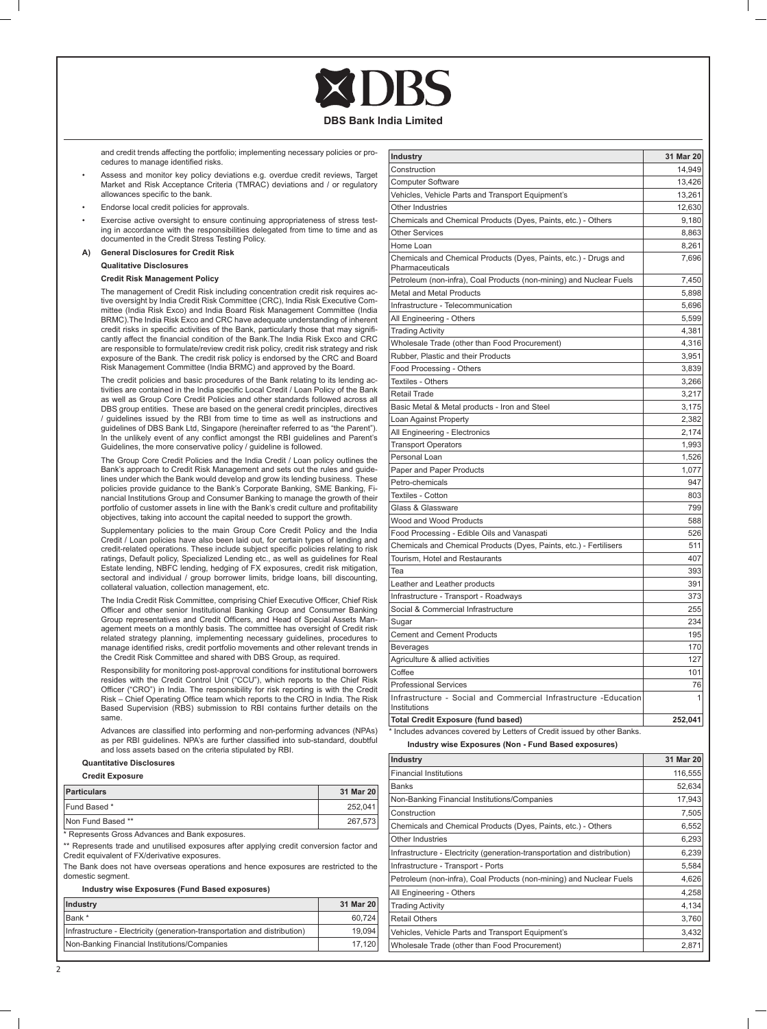and credit trends affecting the portfolio; implementing necessary policies or procedures to manage identified risks.

- Assess and monitor key policy deviations e.g. overdue credit reviews, Target Market and Risk Acceptance Criteria (TMRAC) deviations and / or regulatory allowances specific to the bank.
- Endorse local credit policies for approvals.
- Exercise active oversight to ensure continuing appropriateness of stress testing in accordance with the responsibilities delegated from time to time and as documented in the Credit Stress Testing Policy.

## A) General Disclosures for Credit Risk

### Qualitative Disclosures

**Credit Risk Management Policy**

The management of Credit Risk including concentration credit risk requires active oversight by India Credit Risk Committee (CRC), India Risk Executive Committee (India Risk Exco) and India Board Risk Management Committee (India BRMC).The India Risk Exco and CRC have adequate understanding of inherent credit risks in specific activities of the Bank, particularly those that may significantly affect the financial condition of the Bank.The India Risk Exco and CRC are responsible to formulate/review credit risk policy, credit risk strategy and risk exposure of the Bank. The credit risk policy is endorsed by the CRC and Board Risk Management Committee (India BRMC) and approved by the Board.

The credit policies and basic procedures of the Bank relating to its lending activities are contained in the India specific Local Credit / Loan Policy of the Bank as well as Group Core Credit Policies and other standards followed across all DBS group entities. These are based on the general credit principles, directives / guidelines issued by the RBI from time to time as well as instructions and guidelines of DBS Bank Ltd, Singapore (hereinafter referred to as "the Parent"). In the unlikely event of any conflict amongst the RBI guidelines and Parent's Guidelines, the more conservative policy / guideline is followed.

The Group Core Credit Policies and the India Credit / Loan policy outlines the Bank's approach to Credit Risk Management and sets out the rules and guidelines under which the Bank would develop and grow its lending business. These policies provide guidance to the Bank's Corporate Banking, SME Banking, Financial Institutions Group and Consumer Banking to manage the growth of their portfolio of customer assets in line with the Bank's credit culture and profitability objectives, taking into account the capital needed to support the growth.

Supplementary policies to the main Group Core Credit Policy and the India Credit / Loan policies have also been laid out, for certain types of lending and credit-related operations. These include subject specific policies relating to risk ratings, Default policy, Specialized Lending etc., as well as guidelines for Real Estate lending, NBFC lending, hedging of FX exposures, credit risk mitigation, sectoral and individual / group borrower limits, bridge loans, bill discounting, collateral valuation, collection management, etc.

The India Credit Risk Committee, comprising Chief Executive Officer, Chief Risk Officer and other senior Institutional Banking Group and Consumer Banking Group representatives and Credit Officers, and Head of Special Assets Management meets on a monthly basis. The committee has oversight of Credit risk related strategy planning, implementing necessary guidelines, procedures to manage identified risks, credit portfolio movements and other relevant trends in the Credit Risk Committee and shared with DBS Group, as required.

Responsibility for monitoring post-approval conditions for institutional borrowers resides with the Credit Control Unit ("CCU"), which reports to the Chief Risk Officer ("CRO") in India. The responsibility for risk reporting is with the Credit Risk – Chief Operating Office team which reports to the CRO in India. The Risk Based Supervision (RBS) submission to RBI contains further details on the same.

Advances are classified into performing and non-performing advances (NPAs) as per RBI guidelines. NPA's are further classified into sub-standard, doubtful and loss assets based on the criteria stipulated by RBI.

### Quantitative Disclosures

**Credit Exposure**

| Particulars | 31 Mar 20 |
|---|---|
| Fund Based * | 252,041 |
| Non Fund Based ** | 267,573 |

\* Represents Gross Advances and Bank exposures.

\*\* Represents trade and unutilised exposures after applying credit conversion factor and Credit equivalent of FX/derivative exposures.

The Bank does not have overseas operations and hence exposures are restricted to the domestic segment.

**Industry wise Exposures (Fund Based exposures)**

| Industry | 31 Mar 20 |
|---|---|
| Bank * | 60,724 |
| Infrastructure - Electricity (generation-transportation and distribution) | 19,094 |
| Non-Banking Financial Institutions/Companies | 17,120 |
| Construction | 14,949 |
| Computer Software | 13,426 |
| Vehicles, Vehicle Parts and Transport Equipment's | 13,261 |
| Other Industries | 12,630 |
| Chemicals and Chemical Products (Dyes, Paints, etc.) - Others | 9,180 |
| Other Services | 8,863 |
| Home Loan | 8,261 |
| Chemicals and Chemical Products (Dyes, Paints, etc.) - Drugs and Pharmaceuticals | 7,696 |
| Petroleum (non-infra), Coal Products (non-mining) and Nuclear Fuels | 7,450 |
| Metal and Metal Products | 5,898 |
| Infrastructure - Telecommunication | 5,696 |
| All Engineering - Others | 5,599 |
| Trading Activity | 4,381 |
| Wholesale Trade (other than Food Procurement) | 4,316 |
| Rubber, Plastic and their Products | 3,951 |
| Food Processing - Others | 3,839 |
| Textiles - Others | 3,266 |
| Retail Trade | 3,217 |
| Basic Metal & Metal products - Iron and Steel | 3,175 |
| Loan Against Property | 2,382 |
| All Engineering - Electronics | 2,174 |
| Transport Operators | 1,993 |
| Personal Loan | 1,526 |
| Paper and Paper Products | 1,077 |
| Petro-chemicals | 947 |
| Textiles - Cotton | 803 |
| Glass & Glassware | 799 |
| Wood and Wood Products | 588 |
| Food Processing - Edible Oils and Vanaspati | 526 |
| Chemicals and Chemical Products (Dyes, Paints, etc.) - Fertilisers | 511 |
| Tourism, Hotel and Restaurants | 407 |
| Tea | 393 |
| Leather and Leather products | 391 |
| Infrastructure - Transport - Roadways | 373 |
| Social & Commercial Infrastructure | 255 |
| Sugar | 234 |
| Cement and Cement Products | 195 |
| Beverages | 170 |
| Agriculture & allied activities | 127 |
| Coffee | 101 |
| Professional Services | 76 |
| Infrastructure - Social and Commercial Infrastructure -Education Institutions | 1 |
| **Total Credit Exposure (fund based)** | **252,041** |

\* Includes advances covered by Letters of Credit issued by other Banks.

**Industry wise Exposures (Non - Fund Based exposures)**

| Industry | 31 Mar 20 |
|---|---|
| Financial Institutions | 116,555 |
| Banks | 52,634 |
| Non-Banking Financial Institutions/Companies | 17,943 |
| Construction | 7,505 |
| Chemicals and Chemical Products (Dyes, Paints, etc.) - Others | 6,552 |
| Other Industries | 6,293 |
| Infrastructure - Electricity (generation-transportation and distribution) | 6,239 |
| Infrastructure - Transport - Ports | 5,584 |
| Petroleum (non-infra), Coal Products (non-mining) and Nuclear Fuels | 4,626 |
| All Engineering - Others | 4,258 |
| Trading Activity | 4,134 |
| Retail Others | 3,760 |
| Vehicles, Vehicle Parts and Transport Equipment's | 3,432 |
| Wholesale Trade (other than Food Procurement) | 2,871 |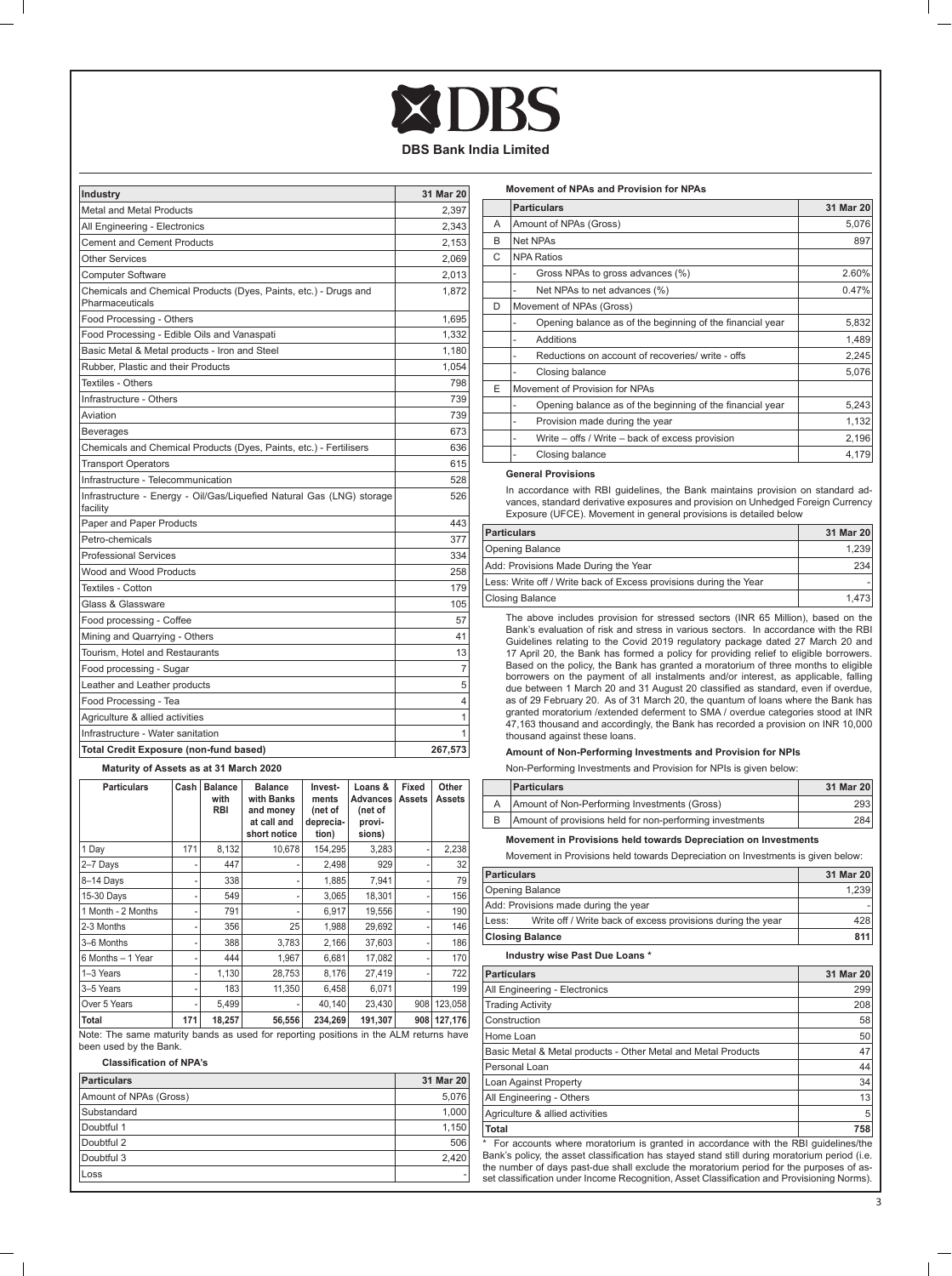# DBS

**DBS Bank India Limited**

| Industry | 31 Mar 20 |
|---|---|
| Metal and Metal Products | 2,397 |
| All Engineering - Electronics | 2,343 |
| Cement and Cement Products | 2,153 |
| Other Services | 2,069 |
| Computer Software | 2,013 |
| Chemicals and Chemical Products (Dyes, Paints, etc.) - Drugs and Pharmaceuticals | 1,872 |
| Food Processing - Others | 1,695 |
| Food Processing - Edible Oils and Vanaspati | 1,332 |
| Basic Metal & Metal products - Iron and Steel | 1,180 |
| Rubber, Plastic and their Products | 1,054 |
| Textiles - Others | 798 |
| Infrastructure - Others | 739 |
| Aviation | 739 |
| Beverages | 673 |
| Chemicals and Chemical Products (Dyes, Paints, etc.) - Fertilisers | 636 |
| Transport Operators | 615 |
| Infrastructure - Telecommunication | 528 |
| Infrastructure - Energy - Oil/Gas/Liquefied Natural Gas (LNG) storage facility | 526 |
| Paper and Paper Products | 443 |
| Petro-chemicals | 377 |
| Professional Services | 334 |
| Wood and Wood Products | 258 |
| Textiles - Cotton | 179 |
| Glass & Glassware | 105 |
| Food processing - Coffee | 57 |
| Mining and Quarrying - Others | 41 |
| Tourism, Hotel and Restaurants | 13 |
| Food processing - Sugar | 7 |
| Leather and Leather products | 5 |
| Food Processing - Tea | 4 |
| Agriculture & allied activities | 1 |
| Infrastructure - Water sanitation | 1 |
| **Total Credit Exposure (non-fund based)** | **267,573** |

**Maturity of Assets as at 31 March 2020**

| Particulars | Cash | Balance with RBI | Balance with Banks and money at call and short notice | Investments (net of depreciation) | Loans & Advances (net of provisions) | Fixed Assets | Other Assets |
|---|---|---|---|---|---|---|---|
| 1 Day | 171 | 8,132 | 10,678 | 154,295 | 3,283 | - | 2,238 |
| 2–7 Days | - | 447 | - | 2,498 | 929 | - | 32 |
| 8–14 Days | - | 338 | - | 1,885 | 7,941 | - | 79 |
| 15-30 Days | - | 549 | - | 3,065 | 18,301 | - | 156 |
| 1 Month - 2 Months | - | 791 | - | 6,917 | 19,556 | - | 190 |
| 2-3 Months | - | 356 | 25 | 1,988 | 29,692 | - | 146 |
| 3–6 Months | - | 388 | 3,783 | 2,166 | 37,603 | - | 186 |
| 6 Months – 1 Year | - | 444 | 1,967 | 6,681 | 17,082 | - | 170 |
| 1–3 Years | - | 1,130 | 28,753 | 8,176 | 27,419 | - | 722 |
| 3–5 Years | - | 183 | 11,350 | 6,458 | 6,071 | - | 199 |
| Over 5 Years | - | 5,499 | - | 40,140 | 23,430 | 908 | 123,058 |
| **Total** | **171** | **18,257** | **56,556** | **234,269** | **191,307** | **908** | **127,176** |

Note: The same maturity bands as used for reporting positions in the ALM returns have been used by the Bank.

**Classification of NPA's**

| Particulars | 31 Mar 20 |
|---|---|
| Amount of NPAs (Gross) | 5,076 |
| Substandard | 1,000 |
| Doubtful 1 | 1,150 |
| Doubtful 2 | 506 |
| Doubtful 3 | 2,420 |
| Loss | - |

**Movement of NPAs and Provision for NPAs**

| | Particulars | 31 Mar 20 |
|---|---|---|
| A | Amount of NPAs (Gross) | 5,076 |
| B | Net NPAs | 897 |
| C | NPA Ratios | |
| | - Gross NPAs to gross advances (%) | 2.60% |
| | - Net NPAs to net advances (%) | 0.47% |
| D | Movement of NPAs (Gross) | |
| | - Opening balance as of the beginning of the financial year | 5,832 |
| | - Additions | 1,489 |
| | - Reductions on account of recoveries/ write - offs | 2,245 |
| | - Closing balance | 5,076 |
| E | Movement of Provision for NPAs | |
| | - Opening balance as of the beginning of the financial year | 5,243 |
| | - Provision made during the year | 1,132 |
| | - Write – offs / Write – back of excess provision | 2,196 |
| | - Closing balance | 4,179 |

**General Provisions**

In accordance with RBI guidelines, the Bank maintains provision on standard advances, standard derivative exposures and provision on Unhedged Foreign Currency Exposure (UFCE). Movement in general provisions is detailed below

| Particulars | 31 Mar 20 |
|---|---|
| Opening Balance | 1,239 |
| Add: Provisions Made During the Year | 234 |
| Less: Write off / Write back of Excess provisions during the Year | - |
| Closing Balance | 1,473 |

The above includes provision for stressed sectors (INR 65 Million), based on the Bank's evaluation of risk and stress in various sectors. In accordance with the RBI Guidelines relating to the Covid 2019 regulatory package dated 27 March 20 and 17 April 20, the Bank has formed a policy for providing relief to eligible borrowers. Based on the policy, the Bank has granted a moratorium of three months to eligible borrowers on the payment of all instalments and/or interest, as applicable, falling due between 1 March 20 and 31 August 20 classified as standard, even if overdue, as of 29 February 20. As of 31 March 20, the quantum of loans where the Bank has granted moratorium /extended deferment to SMA / overdue categories stood at INR 47,163 thousand and accordingly, the Bank has recorded a provision on INR 10,000 thousand against these loans.

**Amount of Non-Performing Investments and Provision for NPIs**

Non-Performing Investments and Provision for NPIs is given below:

| | Particulars | 31 Mar 20 |
|---|---|---|
| A | Amount of Non-Performing Investments (Gross) | 293 |
| B | Amount of provisions held for non-performing investments | 284 |

**Movement in Provisions held towards Depreciation on Investments**

Movement in Provisions held towards Depreciation on Investments is given below:

| Particulars | 31 Mar 20 |
|---|---|
| Opening Balance | 1,239 |
| Add: Provisions made during the year | - |
| Less: Write off / Write back of excess provisions during the year | 428 |
| **Closing Balance** | **811** |

**Industry wise Past Due Loans \***

| Particulars | 31 Mar 20 |
|---|---|
| All Engineering - Electronics | 299 |
| Trading Activity | 208 |
| Construction | 58 |
| Home Loan | 50 |
| Basic Metal & Metal products - Other Metal and Metal Products | 47 |
| Personal Loan | 44 |
| Loan Against Property | 34 |
| All Engineering - Others | 13 |
| Agriculture & allied activities | 5 |
| **Total** | **758** |

\* For accounts where moratorium is granted in accordance with the RBI guidelines/the Bank's policy, the asset classification has stayed stand still during moratorium period (i.e. the number of days past-due shall exclude the moratorium period for the purposes of asset classification under Income Recognition, Asset Classification and Provisioning Norms).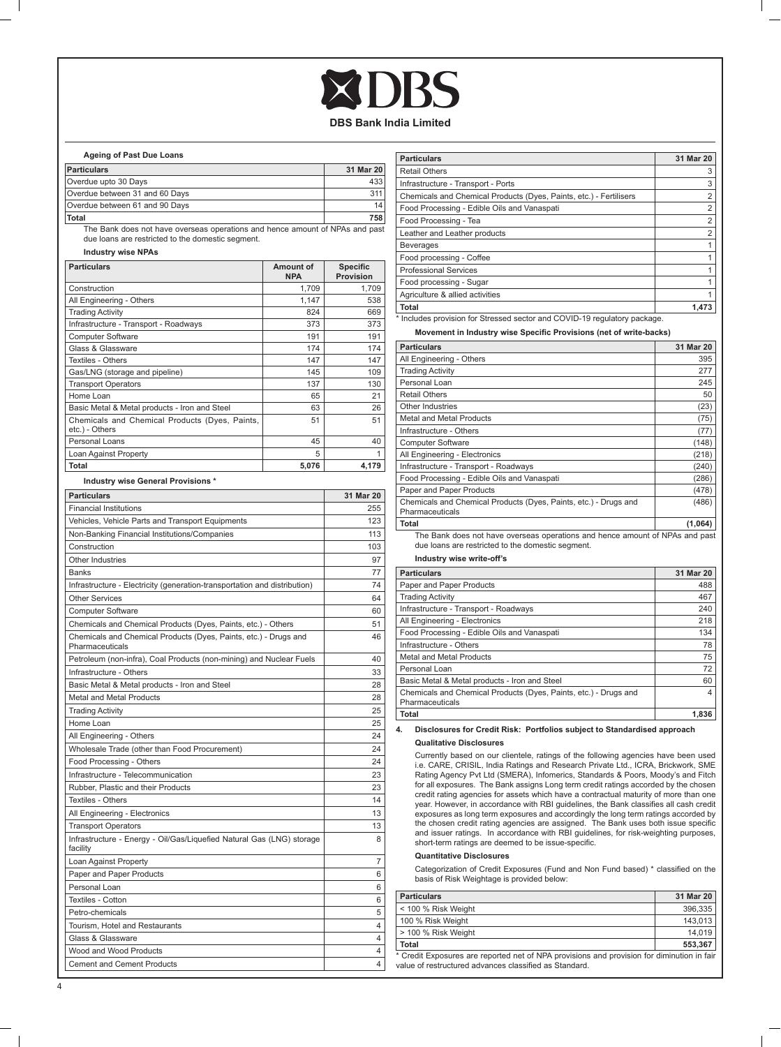# DBS Bank India Limited

**Ageing of Past Due Loans**

| Particulars | 31 Mar 20 |
|---|---|
| Overdue upto 30 Days | 433 |
| Overdue between 31 and 60 Days | 311 |
| Overdue between 61 and 90 Days | 14 |
| **Total** | **758** |

The Bank does not have overseas operations and hence amount of NPAs and past due loans are restricted to the domestic segment.

**Industry wise NPAs**

| Particulars | Amount of NPA | Specific Provision |
|---|---|---|
| Construction | 1,709 | 1,709 |
| All Engineering - Others | 1,147 | 538 |
| Trading Activity | 824 | 669 |
| Infrastructure - Transport - Roadways | 373 | 373 |
| Computer Software | 191 | 191 |
| Glass & Glassware | 174 | 174 |
| Textiles - Others | 147 | 147 |
| Gas/LNG (storage and pipeline) | 145 | 109 |
| Transport Operators | 137 | 130 |
| Home Loan | 65 | 21 |
| Basic Metal & Metal products - Iron and Steel | 63 | 26 |
| Chemicals and Chemical Products (Dyes, Paints, etc.) - Others | 51 | 51 |
| Personal Loans | 45 | 40 |
| Loan Against Property | 5 | 1 |
| **Total** | **5,076** | **4,179** |

**Industry wise General Provisions ***

| Particulars | 31 Mar 20 |
|---|---|
| Financial Institutions | 255 |
| Vehicles, Vehicle Parts and Transport Equipments | 123 |
| Non-Banking Financial Institutions/Companies | 113 |
| Construction | 103 |
| Other Industries | 97 |
| Banks | 77 |
| Infrastructure - Electricity (generation-transportation and distribution) | 74 |
| Other Services | 64 |
| Computer Software | 60 |
| Chemicals and Chemical Products (Dyes, Paints, etc.) - Others | 51 |
| Chemicals and Chemical Products (Dyes, Paints, etc.) - Drugs and Pharmaceuticals | 46 |
| Petroleum (non-infra), Coal Products (non-mining) and Nuclear Fuels | 40 |
| Infrastructure - Others | 33 |
| Basic Metal & Metal products - Iron and Steel | 28 |
| Metal and Metal Products | 28 |
| Trading Activity | 25 |
| Home Loan | 25 |
| All Engineering - Others | 24 |
| Wholesale Trade (other than Food Procurement) | 24 |
| Food Processing - Others | 24 |
| Infrastructure - Telecommunication | 23 |
| Rubber, Plastic and their Products | 23 |
| Textiles - Others | 14 |
| All Engineering - Electronics | 13 |
| Transport Operators | 13 |
| Infrastructure - Energy - Oil/Gas/Liquefied Natural Gas (LNG) storage facility | 8 |
| Loan Against Property | 7 |
| Paper and Paper Products | 6 |
| Personal Loan | 6 |
| Textiles - Cotton | 6 |
| Petro-chemicals | 5 |
| Tourism, Hotel and Restaurants | 4 |
| Glass & Glassware | 4 |
| Wood and Wood Products | 4 |
| Cement and Cement Products | 4 |
| Retail Others | 3 |
| Infrastructure - Transport - Ports | 3 |
| Chemicals and Chemical Products (Dyes, Paints, etc.) - Fertilisers | 2 |
| Food Processing - Edible Oils and Vanaspati | 2 |
| Food Processing - Tea | 2 |
| Leather and Leather products | 2 |
| Beverages | 1 |
| Food processing - Coffee | 1 |
| Professional Services | 1 |
| Food processing - Sugar | 1 |
| Agriculture & allied activities | 1 |
| **Total** | **1,473** |

* Includes provision for Stressed sector and COVID-19 regulatory package.

**Movement in Industry wise Specific Provisions (net of write-backs)**

| Particulars | 31 Mar 20 |
|---|---|
| All Engineering - Others | 395 |
| Trading Activity | 277 |
| Personal Loan | 245 |
| Retail Others | 50 |
| Other Industries | (23) |
| Metal and Metal Products | (75) |
| Infrastructure - Others | (77) |
| Computer Software | (148) |
| All Engineering - Electronics | (218) |
| Infrastructure - Transport - Roadways | (240) |
| Food Processing - Edible Oils and Vanaspati | (286) |
| Paper and Paper Products | (478) |
| Chemicals and Chemical Products (Dyes, Paints, etc.) - Drugs and Pharmaceuticals | (486) |
| **Total** | **(1,064)** |

The Bank does not have overseas operations and hence amount of NPAs and past due loans are restricted to the domestic segment.

**Industry wise write-off's**

| Particulars | 31 Mar 20 |
|---|---|
| Paper and Paper Products | 488 |
| Trading Activity | 467 |
| Infrastructure - Transport - Roadways | 240 |
| All Engineering - Electronics | 218 |
| Food Processing - Edible Oils and Vanaspati | 134 |
| Infrastructure - Others | 78 |
| Metal and Metal Products | 75 |
| Personal Loan | 72 |
| Basic Metal & Metal products - Iron and Steel | 60 |
| Chemicals and Chemical Products (Dyes, Paints, etc.) - Drugs and Pharmaceuticals | 4 |
| **Total** | **1,836** |

## 4. Disclosures for Credit Risk: Portfolios subject to Standardised approach

**Qualitative Disclosures**

Currently based on our clientele, ratings of the following agencies have been used i.e. CARE, CRISIL, India Ratings and Research Private Ltd., ICRA, Brickwork, SME Rating Agency Pvt Ltd (SMERA), Infomerics, Standards & Poors, Moody's and Fitch for all exposures. The Bank assigns Long term credit ratings accorded by the chosen credit rating agencies for assets which have a contractual maturity of more than one year. However, in accordance with RBI guidelines, the Bank classifies all cash credit exposures as long term exposures and accordingly the long term ratings accorded by the chosen credit rating agencies are assigned. The Bank uses both issue specific and issuer ratings. In accordance with RBI guidelines, for risk-weighting purposes, short-term ratings are deemed to be issue-specific.

**Quantitative Disclosures**

Categorization of Credit Exposures (Fund and Non Fund based) * classified on the basis of Risk Weightage is provided below:

| Particulars | 31 Mar 20 |
|---|---|
| < 100 % Risk Weight | 396,335 |
| 100 % Risk Weight | 143,013 |
| > 100 % Risk Weight | 14,019 |
| **Total** | **553,367** |

* Credit Exposures are reported net of NPA provisions and provision for diminution in fair value of restructured advances classified as Standard.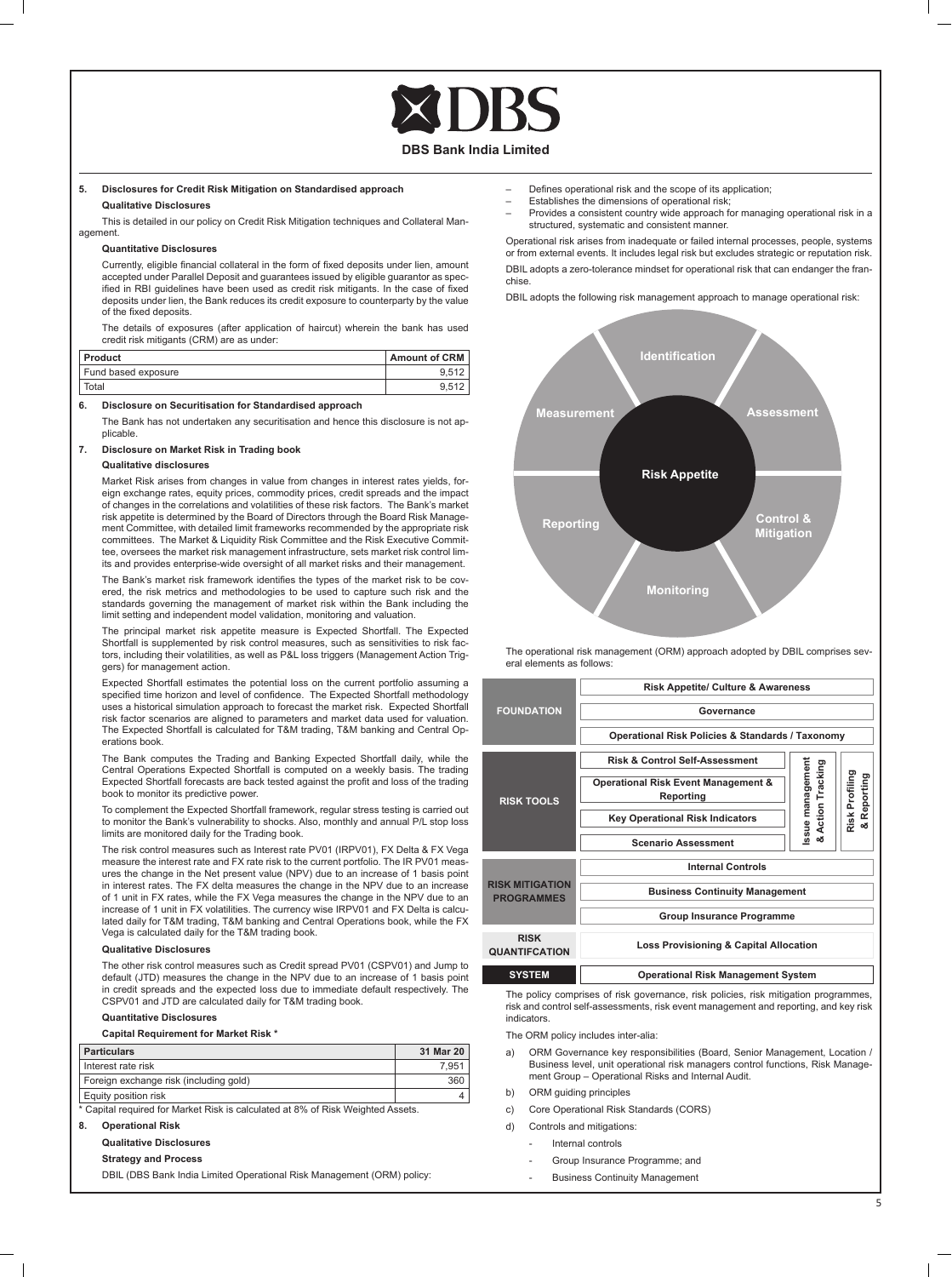# DBS Bank India Limited

## 5. Disclosures for Credit Risk Mitigation on Standardised approach

### Qualitative Disclosures

This is detailed in our policy on Credit Risk Mitigation techniques and Collateral Management.

### Quantitative Disclosures

Currently, eligible financial collateral in the form of fixed deposits under lien, amount accepted under Parallel Deposit and guarantees issued by eligible guarantor as specified in RBI guidelines have been used as credit risk mitigants. In the case of fixed deposits under lien, the Bank reduces its credit exposure to counterparty by the value of the fixed deposits.

The details of exposures (after application of haircut) wherein the bank has used credit risk mitigants (CRM) are as under:

| Product | Amount of CRM |
| --- | --- |
| Fund based exposure | 9,512 |
| Total | 9,512 |

## 6. Disclosure on Securitisation for Standardised approach

The Bank has not undertaken any securitisation and hence this disclosure is not applicable.

## 7. Disclosure on Market Risk in Trading book

### Qualitative disclosures

Market Risk arises from changes in value from changes in interest rates yields, foreign exchange rates, equity prices, commodity prices, credit spreads and the impact of changes in the correlations and volatilities of these risk factors. The Bank's market risk appetite is determined by the Board of Directors through the Board Risk Management Committee, with detailed limit frameworks recommended by the appropriate risk committees. The Market & Liquidity Risk Committee and the Risk Executive Committee, oversees the market risk management infrastructure, sets market risk control limits and provides enterprise-wide oversight of all market risks and their management.

The Bank's market risk framework identifies the types of the market risk to be covered, the risk metrics and methodologies to be used to capture such risk and the standards governing the management of market risk within the Bank including the limit setting and independent model validation, monitoring and valuation.

The principal market risk appetite measure is Expected Shortfall. The Expected Shortfall is supplemented by risk control measures, such as sensitivities to risk factors, including their volatilities, as well as P&L loss triggers (Management Action Triggers) for management action.

Expected Shortfall estimates the potential loss on the current portfolio assuming a specified time horizon and level of confidence. The Expected Shortfall methodology uses a historical simulation approach to forecast the market risk. Expected Shortfall risk factor scenarios are aligned to parameters and market data used for valuation. The Expected Shortfall is calculated for T&M trading, T&M banking and Central Operations book.

The Bank computes the Trading and Banking Expected Shortfall daily, while the Central Operations Expected Shortfall is computed on a weekly basis. The trading Expected Shortfall forecasts are back tested against the profit and loss of the trading book to monitor its predictive power.

To complement the Expected Shortfall framework, regular stress testing is carried out to monitor the Bank's vulnerability to shocks. Also, monthly and annual P/L stop loss limits are monitored daily for the Trading book.

The risk control measures such as Interest rate PV01 (IRPV01), FX Delta & FX Vega measure the interest rate and FX rate risk to the current portfolio. The IR PV01 measures the change in the Net present value (NPV) due to an increase of 1 basis point in interest rates. The FX delta measures the change in the NPV due to an increase of 1 unit in FX rates, while the FX Vega measures the change in the NPV due to an increase of 1 unit in FX volatilities. The currency wise IRPV01 and FX Delta is calculated daily for T&M trading, T&M banking and Central Operations book, while the FX Vega is calculated daily for the T&M trading book.

### Qualitative Disclosures

The other risk control measures such as Credit spread PV01 (CSPV01) and Jump to default (JTD) measures the change in the NPV due to an increase of 1 basis point in credit spreads and the expected loss due to immediate default respectively. The CSPV01 and JTD are calculated daily for T&M trading book.

### Quantitative Disclosures

**Capital Requirement for Market Risk ***

| Particulars | 31 Mar 20 |
| --- | --- |
| Interest rate risk | 7,951 |
| Foreign exchange risk (including gold) | 360 |
| Equity position risk | 4 |

* Capital required for Market Risk is calculated at 8% of Risk Weighted Assets.

## 8. Operational Risk

### Qualitative Disclosures

**Strategy and Process**

DBIL (DBS Bank India Limited Operational Risk Management (ORM) policy:

- Defines operational risk and the scope of its application;
- Establishes the dimensions of operational risk;
- Provides a consistent country wide approach for managing operational risk in a structured, systematic and consistent manner.

Operational risk arises from inadequate or failed internal processes, people, systems or from external events. It includes legal risk but excludes strategic or reputation risk.

DBIL adopts a zero-tolerance mindset for operational risk that can endanger the franchise.

DBIL adopts the following risk management approach to manage operational risk:

Risk Appetite — Identification, Assessment, Control & Mitigation, Monitoring, Reporting, Measurement

The operational risk management (ORM) approach adopted by DBIL comprises several elements as follows:

| | | | |
| --- | --- | --- | --- |
| FOUNDATION | Risk Appetite/ Culture & Awareness | | |
| | Governance | | |
| | Operational Risk Policies & Standards / Taxonomy | | |
| RISK TOOLS | Risk & Control Self-Assessment | Issue management & Action Tracking | Risk Profiling & Reporting |
| | Operational Risk Event Management & Reporting | | |
| | Key Operational Risk Indicators | | |
| | Scenario Assessment | | |
| RISK MITIGATION PROGRAMMES | Internal Controls | | |
| | Business Continuity Management | | |
| | Group Insurance Programme | | |
| RISK QUANTIFCATION | Loss Provisioning & Capital Allocation | | |
| SYSTEM | Operational Risk Management System | | |

The policy comprises of risk governance, risk policies, risk mitigation programmes, risk and control self-assessments, risk event management and reporting, and key risk indicators.

The ORM policy includes inter-alia:

a) ORM Governance key responsibilities (Board, Senior Management, Location / Business level, unit operational risk managers control functions, Risk Management Group – Operational Risks and Internal Audit.

b) ORM guiding principles

c) Core Operational Risk Standards (CORS)

d) Controls and mitigations:
   - Internal controls
   - Group Insurance Programme; and
   - Business Continuity Management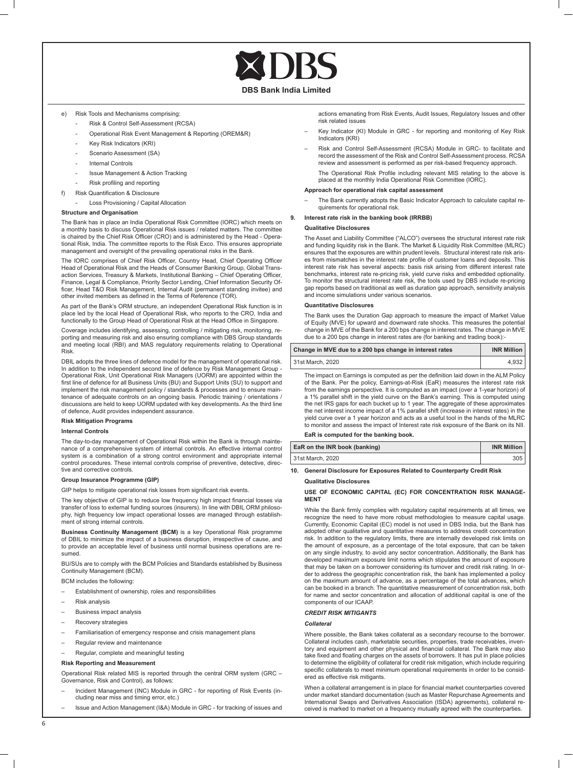e) Risk Tools and Mechanisms comprising:

- Risk & Control Self-Assessment (RCSA)
- Operational Risk Event Management & Reporting (OREM&R)
- Key Risk Indicators (KRI)
- Scenario Assessment (SA)
- Internal Controls
- Issue Management & Action Tracking
- Risk profiling and reporting

f) Risk Quantification & Disclosure

- Loss Provisioning / Capital Allocation

**Structure and Organisation**

The Bank has in place an India Operational Risk Committee (IORC) which meets on a monthly basis to discuss Operational Risk issues / related matters. The committee is chaired by the Chief Risk Officer (CRO) and is administered by the Head - Operational Risk, India. The committee reports to the Risk Exco. This ensures appropriate management and oversight of the prevailing operational risks in the Bank.

The IORC comprises of Chief Risk Officer, Country Head, Chief Operating Officer Head of Operational Risk and the Heads of Consumer Banking Group, Global Transaction Services, Treasury & Markets, Institutional Banking – Chief Operating Officer, Finance, Legal & Compliance, Priority Sector Lending, Chief Information Security Officer, Head T&O Risk Management, Internal Audit (permanent standing invitee) and other invited members as defined in the Terms of Reference (TOR).

As part of the Bank's ORM structure, an independent Operational Risk function is in place led by the local Head of Operational Risk, who reports to the CRO, India and functionally to the Group Head of Operational Risk at the Head Office in Singapore.

Coverage includes identifying, assessing, controlling / mitigating risk, monitoring, reporting and measuring risk and also ensuring compliance with DBS Group standards and meeting local (RBI) and MAS regulatory requirements relating to Operational Risk.

DBIL adopts the three lines of defence model for the management of operational risk. In addition to the independent second line of defence by Risk Management Group - Operational Risk, Unit Operational Risk Managers (UORM) are appointed within the first line of defence for all Business Units (BU) and Support Units (SU) to support and implement the risk management policy / standards & processes and to ensure maintenance of adequate controls on an ongoing basis. Periodic training / orientations / discussions are held to keep UORM updated with key developments. As the third line of defence, Audit provides independent assurance.

**Risk Mitigation Programs**

**Internal Controls**

The day-to-day management of Operational Risk within the Bank is through maintenance of a comprehensive system of internal controls. An effective internal control system is a combination of a strong control environment and appropriate internal control procedures. These internal controls comprise of preventive, detective, directive and corrective controls.

**Group Insurance Programme (GIP)**

GIP helps to mitigate operational risk losses from significant risk events.

The key objective of GIP is to reduce low frequency high impact financial losses via transfer of loss to external funding sources (insurers). In line with DBIL ORM philosophy, high frequency low impact operational losses are managed through establishment of strong internal controls.

**Business Continuity Management (BCM)** is a key Operational Risk programme of DBIL to minimize the impact of a business disruption, irrespective of cause, and to provide an acceptable level of business until normal business operations are resumed.

BU/SUs are to comply with the BCM Policies and Standards established by Business Continuity Management (BCM).

BCM includes the following:

- Establishment of ownership, roles and responsibilities
- Risk analysis
- Business impact analysis
- Recovery strategies
- Familiarisation of emergency response and crisis management plans
- Regular review and maintenance
- Regular, complete and meaningful testing

**Risk Reporting and Measurement**

Operational Risk related MIS is reported through the central ORM system (GRC – Governance, Risk and Control), as follows:

- Incident Management (INC) Module in GRC - for reporting of Risk Events (including near miss and timing error, etc.)
- Issue and Action Management (I&A) Module in GRC - for tracking of issues and actions emanating from Risk Events, Audit Issues, Regulatory Issues and other risk related issues
- Key Indicator (KI) Module in GRC - for reporting and monitoring of Key Risk Indicators (KRI)
- Risk and Control Self-Assessment (RCSA) Module in GRC- to facilitate and record the assessment of the Risk and Control Self-Assessment process. RCSA review and assessment is performed as per risk-based frequency approach.

  The Operational Risk Profile including relevant MIS relating to the above is placed at the monthly India Operational Risk Committee (IORC).

**Approach for operational risk capital assessment**

- The Bank currently adopts the Basic Indicator Approach to calculate capital requirements for operational risk.

## 9. Interest rate risk in the banking book (IRRBB)

**Qualitative Disclosures**

The Asset and Liability Committee ("ALCO") oversees the structural interest rate risk and funding liquidity risk in the Bank. The Market & Liquidity Risk Committee (MLRC) ensures that the exposures are within prudent levels. Structural interest rate risk arises from mismatches in the interest rate profile of customer loans and deposits. This interest rate risk has several aspects: basis risk arising from different interest rate benchmarks, interest rate re-pricing risk, yield curve risks and embedded optionality. To monitor the structural interest rate risk, the tools used by DBS include re-pricing gap reports based on traditional as well as duration gap approach, sensitivity analysis and income simulations under various scenarios.

**Quantitative Disclosures**

The Bank uses the Duration Gap approach to measure the impact of Market Value of Equity (MVE) for upward and downward rate shocks. This measures the potential change in MVE of the Bank for a 200 bps change in interest rates. The change in MVE due to a 200 bps change in interest rates are (for banking and trading book):-

| Change in MVE due to a 200 bps change in interest rates | INR Million |
|---|---|
| 31st March, 2020 | 4,932 |

The impact on Earnings is computed as per the definition laid down in the ALM Policy of the Bank. Per the policy, Earnings-at-Risk (EaR) measures the interest rate risk from the earnings perspective. It is computed as an impact (over a 1-year horizon) of a 1% parallel shift in the yield curve on the Bank's earning. This is computed using the net IRS gaps for each bucket up to 1 year. The aggregate of these approximates the net interest income impact of a 1% parallel shift (increase in interest rates) in the yield curve over a 1 year horizon and acts as a useful tool in the hands of the MLRC to monitor and assess the impact of Interest rate risk exposure of the Bank on its NII.

**EaR is computed for the banking book.**

| EaR on the INR book (banking) | INR Million |
|---|---|
| 31st March, 2020 | 305 |

## 10. General Disclosure for Exposures Related to Counterparty Credit Risk

**Qualitative Disclosures**

**USE OF ECONOMIC CAPITAL (EC) FOR CONCENTRATION RISK MANAGEMENT**

While the Bank firmly complies with regulatory capital requirements at all times, we recognize the need to have more robust methodologies to measure capital usage. Currently, Economic Capital (EC) model is not used in DBS India, but the Bank has adopted other qualitative and quantitative measures to address credit concentration risk. In addition to the regulatory limits, there are internally developed risk limits on the amount of exposure, as a percentage of the total exposure, that can be taken on any single industry, to avoid any sector concentration. Additionally, the Bank has developed maximum exposure limit norms which stipulates the amount of exposure that may be taken on a borrower considering its turnover and credit risk rating. In order to address the geographic concentration risk, the bank has implemented a policy on the maximum amount of advance, as a percentage of the total advances, which can be booked in a branch. The quantitative measurement of concentration risk, both for name and sector concentration and allocation of additional capital is one of the components of our ICAAP.

***CREDIT RISK MITIGANTS***

***Collateral***

Where possible, the Bank takes collateral as a secondary recourse to the borrower. Collateral includes cash, marketable securities, properties, trade receivables, inventory and equipment and other physical and financial collateral. The Bank may also take fixed and floating charges on the assets of borrowers. It has put in place policies to determine the eligibility of collateral for credit risk mitigation, which include requiring specific collaterals to meet minimum operational requirements in order to be considered as effective risk mitigants.

When a collateral arrangement is in place for financial market counterparties covered under market standard documentation (such as Master Repurchase Agreements and International Swaps and Derivatives Association (ISDA) agreements), collateral received is marked to market on a frequency mutually agreed with the counterparties.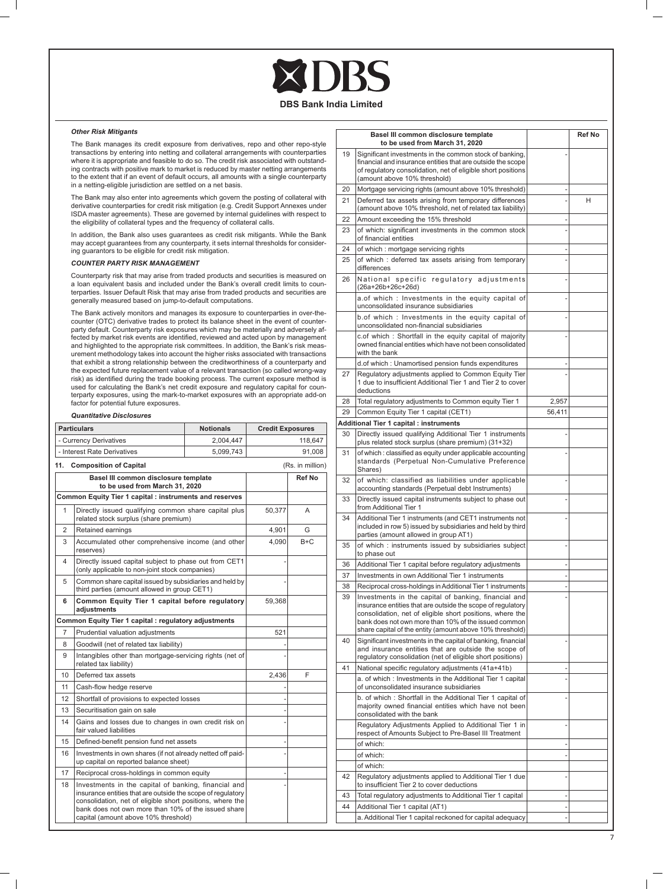### *Other Risk Mitigants*

The Bank manages its credit exposure from derivatives, repo and other repo-style transactions by entering into netting and collateral arrangements with counterparties where it is appropriate and feasible to do so. The credit risk associated with outstanding contracts with positive mark to market is reduced by master netting arrangements to the extent that if an event of default occurs, all amounts with a single counterparty in a netting-eligible jurisdiction are settled on a net basis.

The Bank may also enter into agreements which govern the posting of collateral with derivative counterparties for credit risk mitigation (e.g. Credit Support Annexes under ISDA master agreements). These are governed by internal guidelines with respect to the eligibility of collateral types and the frequency of collateral calls.

In addition, the Bank also uses guarantees as credit risk mitigants. While the Bank may accept guarantees from any counterparty, it sets internal thresholds for considering guarantors to be eligible for credit risk mitigation.

### *COUNTER PARTY RISK MANAGEMENT*

Counterparty risk that may arise from traded products and securities is measured on a loan equivalent basis and included under the Bank's overall credit limits to counterparties. Issuer Default Risk that may arise from traded products and securities are generally measured based on jump-to-default computations.

The Bank actively monitors and manages its exposure to counterparties in over-the-counter (OTC) derivative trades to protect its balance sheet in the event of counterparty default. Counterparty risk exposures which may be materially and adversely affected by market risk events are identified, reviewed and acted upon by management and highlighted to the appropriate risk committees. In addition, the Bank's risk measurement methodology takes into account the higher risks associated with transactions that exhibit a strong relationship between the creditworthiness of a counterparty and the expected future replacement value of a relevant transaction (so called wrong-way risk) as identified during the trade booking process. The current exposure method is used for calculating the Bank's net credit exposure and regulatory capital for counterparty exposures, using the mark-to-market exposures with an appropriate add-on factor for potential future exposures.

### *Quantitative Disclosures*

| Particulars | Notionals | Credit Exposures |
|---|---|---|
| - Currency Derivatives | 2,004,447 | 118,647 |
| - Interest Rate Derivatives | 5,099,743 | 91,008 |

## 11. Composition of Capital

(Rs. in million)

| | Basel III common disclosure template to be used from March 31, 2020 | | Ref No |
|---|---|---|---|
| | **Common Equity Tier 1 capital : instruments and reserves** | | |
| 1 | Directly issued qualifying common share capital plus related stock surplus (share premium) | 50,377 | A |
| 2 | Retained earnings | 4,901 | G |
| 3 | Accumulated other comprehensive income (and other reserves) | 4,090 | B+C |
| 4 | Directly issued capital subject to phase out from CET1 (only applicable to non-joint stock companies) | - | |
| 5 | Common share capital issued by subsidiaries and held by third parties (amount allowed in group CET1) | - | |
| 6 | **Common Equity Tier 1 capital before regulatory adjustments** | 59,368 | |
| | **Common Equity Tier 1 capital : regulatory adjustments** | | |
| 7 | Prudential valuation adjustments | 521 | |
| 8 | Goodwill (net of related tax liability) | - | |
| 9 | Intangibles other than mortgage-servicing rights (net of related tax liability) | - | |
| 10 | Deferred tax assets | 2,436 | F |
| 11 | Cash-flow hedge reserve | - | |
| 12 | Shortfall of provisions to expected losses | - | |
| 13 | Securitisation gain on sale | - | |
| 14 | Gains and losses due to changes in own credit risk on fair valued liabilities | - | |
| 15 | Defined-benefit pension fund net assets | - | |
| 16 | Investments in own shares (if not already netted off paid-up capital on reported balance sheet) | - | |
| 17 | Reciprocal cross-holdings in common equity | - | |
| 18 | Investments in the capital of banking, financial and insurance entities that are outside the scope of regulatory consolidation, net of eligible short positions, where the bank does not own more than 10% of the issued share capital (amount above 10% threshold) | - | |
| 19 | Significant investments in the common stock of banking, financial and insurance entities that are outside the scope of regulatory consolidation, net of eligible short positions (amount above 10% threshold) | - | |
| 20 | Mortgage servicing rights (amount above 10% threshold) | - | |
| 21 | Deferred tax assets arising from temporary differences (amount above 10% threshold, net of related tax liability) | - | H |
| 22 | Amount exceeding the 15% threshold | - | |
| 23 | of which: significant investments in the common stock of financial entities | - | |
| 24 | of which : mortgage servicing rights | - | |
| 25 | of which : deferred tax assets arising from temporary differences | - | |
| 26 | National specific regulatory adjustments (26a+26b+26c+26d) | - | |
| | a.of which : Investments in the equity capital of unconsolidated insurance subsidiaries | - | |
| | b.of which : Investments in the equity capital of unconsolidated non-financial subsidiaries | - | |
| | c.of which : Shortfall in the equity capital of majority owned financial entities which have not been consolidated with the bank | - | |
| | d.of which : Unamortised pension funds expenditures | - | |
| 27 | Regulatory adjustments applied to Common Equity Tier 1 due to insufficient Additional Tier 1 and Tier 2 to cover deductions | - | |
| 28 | Total regulatory adjustments to Common equity Tier 1 | 2,957 | |
| 29 | Common Equity Tier 1 capital (CET1) | 56,411 | |
| | **Additional Tier 1 capital : instruments** | | |
| 30 | Directly issued qualifying Additional Tier 1 instruments plus related stock surplus (share premium) (31+32) | - | |
| 31 | of which : classified as equity under applicable accounting standards (Perpetual Non-Cumulative Preference Shares) | - | |
| 32 | of which: classified as liabilities under applicable accounting standards (Perpetual debt Instruments) | - | |
| 33 | Directly issued capital instruments subject to phase out from Additional Tier 1 | - | |
| 34 | Additional Tier 1 instruments (and CET1 instruments not included in row 5) issued by subsidiaries and held by third parties (amount allowed in group AT1) | - | |
| 35 | of which : instruments issued by subsidiaries subject to phase out | - | |
| 36 | Additional Tier 1 capital before regulatory adjustments | - | |
| 37 | Investments in own Additional Tier 1 instruments | - | |
| 38 | Reciprocal cross-holdings in Additional Tier 1 instruments | - | |
| 39 | Investments in the capital of banking, financial and insurance entities that are outside the scope of regulatory consolidation, net of eligible short positions, where the bank does not own more than 10% of the issued common share capital of the entity (amount above 10% threshold) | - | |
| 40 | Significant investments in the capital of banking, financial and insurance entities that are outside the scope of regulatory consolidation (net of eligible short positions) | - | |
| 41 | National specific regulatory adjustments (41a+41b) | - | |
| | a. of which : Investments in the Additional Tier 1 capital of unconsolidated insurance subsidiaries | - | |
| | b. of which : Shortfall in the Additional Tier 1 capital of majority owned financial entities which have not been consolidated with the bank | - | |
| | Regulatory Adjustments Applied to Additional Tier 1 in respect of Amounts Subject to Pre-Basel III Treatment | - | |
| | of which: | - | |
| | of which: | - | |
| | of which: | | |
| 42 | Regulatory adjustments applied to Additional Tier 1 due to insufficient Tier 2 to cover deductions | - | |
| 43 | Total regulatory adjustments to Additional Tier 1 capital | - | |
| 44 | Additional Tier 1 capital (AT1) | - | |
| | a. Additional Tier 1 capital reckoned for capital adequacy | - | |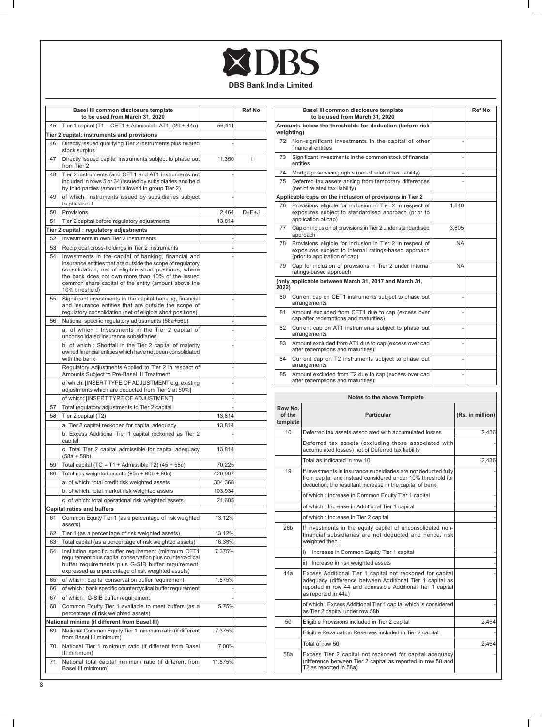# DBS Bank India Limited

| | Basel III common disclosure template to be used from March 31, 2020 | | Ref No |
|---|---|---|---|
| 45 | Tier 1 capital (T1 = CET1 + Admissible AT1) (29 + 44a) | 56,411 | |
| **Tier 2 capital: instruments and provisions** | | | |
| 46 | Directly issued qualifying Tier 2 instruments plus related stock surplus | - | |
| 47 | Directly issued capital instruments subject to phase out from Tier 2 | 11,350 | I |
| 48 | Tier 2 instruments (and CET1 and AT1 instruments not included in rows 5 or 34) issued by subsidiaries and held by third parties (amount allowed in group Tier 2) | - | |
| 49 | of which: instruments issued by subsidiaries subject to phase out | - | |
| 50 | Provisions | 2,464 | D+E+J |
| 51 | Tier 2 capital before regulatory adjustments | 13,814 | |
| **Tier 2 capital : regulatory adjustments** | | | |
| 52 | Investments in own Tier 2 instruments | - | |
| 53 | Reciprocal cross-holdings in Tier 2 instruments | - | |
| 54 | Investments in the capital of banking, financial and insurance entities that are outside the scope of regulatory consolidation, net of eligible short positions, where the bank does not own more than 10% of the issued common share capital of the entity (amount above the 10% threshold) | - | |
| 55 | Significant investments in the capital banking, financial and insurance entities that are outside the scope of regulatory consolidation (net of eligible short positions) | - | |
| 56 | National specific regulatory adjustments (56a+56b) | - | |
| | a. of which : Investments in the Tier 2 capital of unconsolidated insurance subsidiaries | - | |
| | b. of which : Shortfall in the Tier 2 capital of majority owned financial entities which have not been consolidated with the bank | - | |
| | Regulatory Adjustments Applied to Tier 2 in respect of Amounts Subject to Pre-Basel III Treatment | - | |
| | of which: [INSERT TYPE OF ADJUSTMENT e.g. existing adjustments which are deducted from Tier 2 at 50%] | - | |
| | of which: [INSERT TYPE OF ADJUSTMENT] | - | |
| 57 | Total regulatory adjustments to Tier 2 capital | - | |
| 58 | Tier 2 capital (T2) | 13,814 | |
| | a. Tier 2 capital reckoned for capital adequacy | 13,814 | |
| | b. Excess Additional Tier 1 capital reckoned as Tier 2 capital | - | |
| | c. Total Tier 2 capital admissible for capital adequacy (58a + 58b) | 13,814 | |
| 59 | Total capital (TC = T1 + Admissible T2) (45 + 58c) | 70,225 | |
| 60 | Total risk weighted assets (60a + 60b + 60c) | 429,907 | |
| | a. of which: total credit risk weighted assets | 304,368 | |
| | b. of which: total market risk weighted assets | 103,934 | |
| | c. of which: total operational risk weighted assets | 21,605 | |
| **Capital ratios and buffers** | | | |
| 61 | Common Equity Tier 1 (as a percentage of risk weighted assets) | 13.12% | |
| 62 | Tier 1 (as a percentage of risk weighted assets) | 13.12% | |
| 63 | Total capital (as a percentage of risk weighted assets) | 16.33% | |
| 64 | Institution specific buffer requirement (minimum CET1 requirement plus capital conservation plus countercyclical buffer requirements plus G-SIB buffer requirement, expressed as a percentage of risk weighted assets) | 7.375% | |
| 65 | of which : capital conservation buffer requirement | 1.875% | |
| 66 | of which : bank specific countercyclical buffer requirement | - | |
| 67 | of which : G-SIB buffer requirement | - | |
| 68 | Common Equity Tier 1 available to meet buffers (as a percentage of risk weighted assets) | 5.75% | |
| **National minima (if different from Basel III)** | | | |
| 69 | National Common Equity Tier 1 minimum ratio (if different from Basel III minimum) | 7.375% | |
| 70 | National Tier 1 minimum ratio (if different from Basel III minimum) | 7.00% | |
| 71 | National total capital minimum ratio (if different from Basel III minimum) | 11.875% | |
| **Amounts below the thresholds for deduction (before risk weighting)** | | | |
| 72 | Non-significant investments in the capital of other financial entities | - | |
| 73 | Significant investments in the common stock of financial entities | - | |
| 74 | Mortgage servicing rights (net of related tax liability) | - | |
| 75 | Deferred tax assets arising from temporary differences (net of related tax liability) | - | |
| **Applicable caps on the inclusion of provisions in Tier 2** | | | |
| 76 | Provisions eligible for inclusion in Tier 2 in respect of exposures subject to standardised approach (prior to application of cap) | 1,840 | |
| 77 | Cap on inclusion of provisions in Tier 2 under standardised approach | 3,805 | |
| 78 | Provisions eligible for inclusion in Tier 2 in respect of exposures subject to internal ratings-based approach (prior to application of cap) | NA | |
| 79 | Cap for inclusion of provisions in Tier 2 under internal ratings-based approach | NA | |
| **(only applicable between March 31, 2017 and March 31, 2022)** | | | |
| 80 | Current cap on CET1 instruments subject to phase out arrangements | - | |
| 81 | Amount excluded from CET1 due to cap (excess over cap after redemptions and maturities) | - | |
| 82 | Current cap on AT1 instruments subject to phase out arrangements | - | |
| 83 | Amount excluded from AT1 due to cap (excess over cap after redemptions and maturities) | - | |
| 84 | Current cap on T2 instruments subject to phase out arrangements | - | |
| 85 | Amount excluded from T2 due to cap (excess over cap after redemptions and maturities) | - | |

**Notes to the above Template**

| Row No. of the template | Particular | (Rs. in million) |
|---|---|---|
| 10 | Deferred tax assets associated with accumulated losses | 2,436 |
| | Deferred tax assets (excluding those associated with accumulated losses) net of Deferred tax liability | - |
| | Total as indicated in row 10 | 2,436 |
| 19 | If investments in insurance subsidiaries are not deducted fully from capital and instead considered under 10% threshold for deduction, the resultant increase in the capital of bank | - |
| | of which : Increase in Common Equity Tier 1 capital | - |
| | of which : Increase in Additional Tier 1 capital | - |
| | of which : Increase in Tier 2 capital | - |
| 26b | If investments in the equity capital of unconsolidated non-financial subsidiaries are not deducted and hence, risk weighted then : | - |
| | i) Increase in Common Equity Tier 1 capital | - |
| | ii) Increase in risk weighted assets | - |
| 44a | Excess Additional Tier 1 capital not reckoned for capital adequacy (difference between Additional Tier 1 capital as reported in row 44 and admissible Additional Tier 1 capital as reported in 44a) | - |
| | of which : Excess Additional Tier 1 capital which is considered as Tier 2 capital under row 58b | - |
| 50 | Eligible Provisions included in Tier 2 capital | 2,464 |
| | Eligible Revaluation Reserves included in Tier 2 capital | - |
| | Total of row 50 | 2,464 |
| 58a | Excess Tier 2 capital not reckoned for capital adequacy (difference between Tier 2 capital as reported in row 58 and T2 as reported in 58a) | - |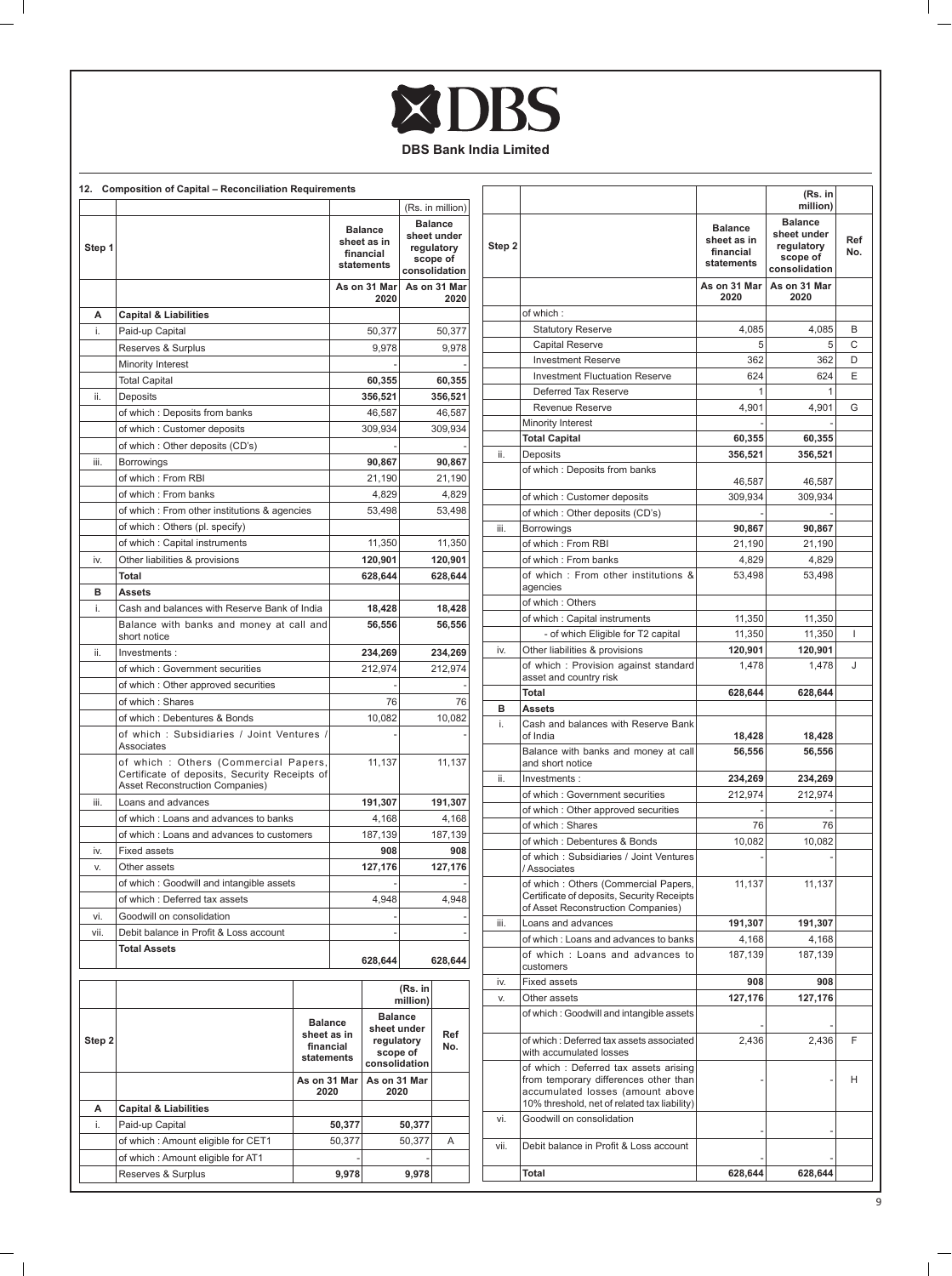**DBS Bank India Limited**

## 12. Composition of Capital – Reconciliation Requirements

(Rs. in million)

| Step 1 | | Balance sheet as in financial statements | Balance sheet under regulatory scope of consolidation |
|---|---|---|---|
| | | As on 31 Mar 2020 | As on 31 Mar 2020 |
| A | Capital & Liabilities | | |
| i. | Paid-up Capital | 50,377 | 50,377 |
| | Reserves & Surplus | 9,978 | 9,978 |
| | Minority Interest | - | - |
| | Total Capital | **60,355** | **60,355** |
| ii. | Deposits | **356,521** | **356,521** |
| | of which : Deposits from banks | 46,587 | 46,587 |
| | of which : Customer deposits | 309,934 | 309,934 |
| | of which : Other deposits (CD's) | - | - |
| iii. | Borrowings | **90,867** | **90,867** |
| | of which : From RBI | 21,190 | 21,190 |
| | of which : From banks | 4,829 | 4,829 |
| | of which : From other institutions & agencies | 53,498 | 53,498 |
| | of which : Others (pl. specify) | | |
| | of which : Capital instruments | 11,350 | 11,350 |
| iv. | Other liabilities & provisions | **120,901** | **120,901** |
| | **Total** | **628,644** | **628,644** |
| **B** | **Assets** | | |
| i. | Cash and balances with Reserve Bank of India | **18,428** | **18,428** |
| | Balance with banks and money at call and short notice | **56,556** | **56,556** |
| ii. | Investments : | **234,269** | **234,269** |
| | of which : Government securities | 212,974 | 212,974 |
| | of which : Other approved securities | - | - |
| | of which : Shares | 76 | 76 |
| | of which : Debentures & Bonds | 10,082 | 10,082 |
| | of which : Subsidiaries / Joint Ventures / Associates | - | - |
| | of which : Others (Commercial Papers, Certificate of deposits, Security Receipts of Asset Reconstruction Companies) | 11,137 | 11,137 |
| iii. | Loans and advances | **191,307** | **191,307** |
| | of which : Loans and advances to banks | 4,168 | 4,168 |
| | of which : Loans and advances to customers | 187,139 | 187,139 |
| iv. | Fixed assets | **908** | **908** |
| v. | Other assets | **127,176** | **127,176** |
| | of which : Goodwill and intangible assets | - | - |
| | of which : Deferred tax assets | 4,948 | 4,948 |
| vi. | Goodwill on consolidation | - | - |
| vii. | Debit balance in Profit & Loss account | - | - |
| | **Total Assets** | **628,644** | **628,644** |

(Rs. in million)

| Step 2 | | Balance sheet as in financial statements | Balance sheet under regulatory scope of consolidation | Ref No. |
|---|---|---|---|---|
| | | As on 31 Mar 2020 | As on 31 Mar 2020 | |
| **A** | **Capital & Liabilities** | | | |
| i. | Paid-up Capital | **50,377** | **50,377** | |
| | of which : Amount eligible for CET1 | 50,377 | 50,377 | A |
| | of which : Amount eligible for AT1 | - | - | |
| | Reserves & Surplus | **9,978** | **9,978** | |
| | of which : | | | |
| | Statutory Reserve | 4,085 | 4,085 | B |
| | Capital Reserve | 5 | 5 | C |
| | Investment Reserve | 362 | 362 | D |
| | Investment Fluctuation Reserve | 624 | 624 | E |
| | Deferred Tax Reserve | 1 | 1 | |
| | Revenue Reserve | 4,901 | 4,901 | G |
| | Minority Interest | - | - | |
| | **Total Capital** | **60,355** | **60,355** | |
| ii. | Deposits | **356,521** | **356,521** | |
| | of which : Deposits from banks | 46,587 | 46,587 | |
| | of which : Customer deposits | 309,934 | 309,934 | |
| | of which : Other deposits (CD's) | - | - | |
| iii. | Borrowings | **90,867** | **90,867** | |
| | of which : From RBI | 21,190 | 21,190 | |
| | of which : From banks | 4,829 | 4,829 | |
| | of which : From other institutions & agencies | 53,498 | 53,498 | |
| | of which : Others | | | |
| | of which : Capital instruments | 11,350 | 11,350 | |
| | - of which Eligible for T2 capital | 11,350 | 11,350 | I |
| iv. | Other liabilities & provisions | **120,901** | **120,901** | |
| | of which : Provision against standard asset and country risk | 1,478 | 1,478 | J |
| | **Total** | **628,644** | **628,644** | |
| **B** | **Assets** | | | |
| i. | Cash and balances with Reserve Bank of India | **18,428** | **18,428** | |
| | Balance with banks and money at call and short notice | **56,556** | **56,556** | |
| ii. | Investments : | **234,269** | **234,269** | |
| | of which : Government securities | 212,974 | 212,974 | |
| | of which : Other approved securities | - | - | |
| | of which : Shares | 76 | 76 | |
| | of which : Debentures & Bonds | 10,082 | 10,082 | |
| | of which : Subsidiaries / Joint Ventures / Associates | - | - | |
| | of which : Others (Commercial Papers, Certificate of deposits, Security Receipts of Asset Reconstruction Companies) | 11,137 | 11,137 | |
| iii. | Loans and advances | **191,307** | **191,307** | |
| | of which : Loans and advances to banks | 4,168 | 4,168 | |
| | of which : Loans and advances to customers | 187,139 | 187,139 | |
| iv. | Fixed assets | **908** | **908** | |
| v. | Other assets | **127,176** | **127,176** | |
| | of which : Goodwill and intangible assets | - | - | |
| | of which : Deferred tax assets associated with accumulated losses | 2,436 | 2,436 | F |
| | of which : Deferred tax assets arising from temporary differences other than accumulated losses (amount above 10% threshold, net of related tax liability) | - | - | H |
| vi. | Goodwill on consolidation | - | - | |
| vii. | Debit balance in Profit & Loss account | - | - | |
| | **Total** | **628,644** | **628,644** | |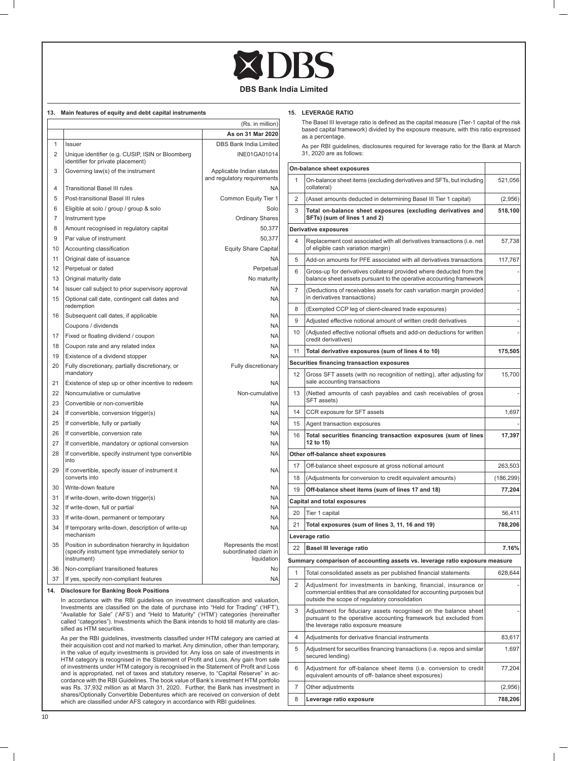# DBS Bank India Limited

## 13. Main features of equity and debt capital instruments

(Rs. in million)

| | | As on 31 Mar 2020 |
|---|---|---|
| 1 | Issuer | DBS Bank India Limited |
| 2 | Unique identifier (e.g. CUSIP, ISIN or Bloomberg identifier for private placement) | INE01GA01014 |
| 3 | Governing law(s) of the instrument | Applicable Indian statutes and regulatory requirements |
| 4 | Transitional Basel III rules | NA |
| 5 | Post-transitional Basel III rules | Common Equity Tier 1 |
| 6 | Eligible at solo / group / group & solo | Solo |
| 7 | Instrument type | Ordinary Shares |
| 8 | Amount recognised in regulatory capital | 50,377 |
| 9 | Par value of instrument | 50,377 |
| 10 | Accounting classification | Equity Share Capital |
| 11 | Original date of issuance | NA |
| 12 | Perpetual or dated | Perpetual |
| 13 | Original maturity date | No maturity |
| 14 | Issuer call subject to prior supervisory approval | NA |
| 15 | Optional call date, contingent call dates and redemption | NA |
| 16 | Subsequent call dates, if applicable | NA |
| | Coupons / dividends | NA |
| 17 | Fixed or floating dividend / coupon | NA |
| 18 | Coupon rate and any related index | NA |
| 19 | Existence of a dividend stopper | NA |
| 20 | Fully discretionary, partially discretionary, or mandatory | Fully discretionary |
| 21 | Existence of step up or other incentive to redeem | NA |
| 22 | Noncumulative or cumulative | Non-cumulative |
| 23 | Convertible or non-convertible | NA |
| 24 | If convertible, conversion trigger(s) | NA |
| 25 | If convertible, fully or partially | NA |
| 26 | If convertible, conversion rate | NA |
| 27 | If convertible, mandatory or optional conversion | NA |
| 28 | If convertible, specify instrument type convertible into | NA |
| 29 | If convertible, specify issuer of instrument it converts into | NA |
| 30 | Write-down feature | NA |
| 31 | If write-down, write-down trigger(s) | NA |
| 32 | If write-down, full or partial | NA |
| 33 | If write-down, permanent or temporary | NA |
| 34 | If temporary write-down, description of write-up mechanism | NA |
| 35 | Position in subordination hierarchy in liquidation (specify instrument type immediately senior to instrument) | Represents the most subordinated claim in liquidation |
| 36 | Non-compliant transitioned features | No |
| 37 | If yes, specify non-compliant features | NA |

## 14. Disclosure for Banking Book Positions

In accordance with the RBI guidelines on investment classification and valuation, Investments are classified on the date of purchase into "Held for Trading" ('HFT'), "Available for Sale" ('AFS') and "Held to Maturity" ('HTM') categories (hereinafter called "categories"). Investments which the Bank intends to hold till maturity are classified as HTM securities.

As per the RBI guidelines, investments classified under HTM category are carried at their acquisition cost and not marked to market. Any diminution, other than temporary, in the value of equity investments is provided for. Any loss on sale of investments in HTM category is recognised in the Statement of Profit and Loss. Any gain from sale of investments under HTM category is recognised in the Statement of Profit and Loss and is appropriated, net of taxes and statutory reserve, to "Capital Reserve" in accordance with the RBI Guidelines. The book value of Bank's investment HTM portfolio was Rs. 37,932 million as at March 31, 2020. Further, the Bank has investment in shares/Optionally Convertible Debentures which are received on conversion of debt which are classified under AFS category in accordance with RBI guidelines.

## 15. LEVERAGE RATIO

The Basel III leverage ratio is defined as the capital measure (Tier-1 capital of the risk based capital framework) divided by the exposure measure, with this ratio expressed as a percentage.

As per RBI guidelines, disclosures required for leverage ratio for the Bank at March 31, 2020 are as follows:

| | | |
|---|---|---|
| **On-balance sheet exposures** | | |
| 1 | On-balance sheet items (excluding derivatives and SFTs, but including collateral) | 521,056 |
| 2 | (Asset amounts deducted in determining Basel III Tier 1 capital) | (2,956) |
| 3 | **Total on-balance sheet exposures (excluding derivatives and SFTs) (sum of lines 1 and 2)** | **518,100** |
| **Derivative exposures** | | |
| 4 | Replacement cost associated with all derivatives transactions (i.e. net of eligible cash variation margin) | 57,738 |
| 5 | Add-on amounts for PFE associated with all derivatives transactions | 117,767 |
| 6 | Gross-up for derivatives collateral provided where deducted from the balance sheet assets pursuant to the operative accounting framework | - |
| 7 | (Deductions of receivables assets for cash variation margin provided in derivatives transactions) | - |
| 8 | (Exempted CCP leg of client-cleared trade exposures) | - |
| 9 | Adjusted effective notional amount of written credit derivatives | - |
| 10 | (Adjusted effective notional offsets and add-on deductions for written credit derivatives) | - |
| 11 | **Total derivative exposures (sum of lines 4 to 10)** | **175,505** |
| **Securities financing transaction exposures** | | |
| 12 | Gross SFT assets (with no recognition of netting), after adjusting for sale accounting transactions | 15,700 |
| 13 | (Netted amounts of cash payables and cash receivables of gross SFT assets) | - |
| 14 | CCR exposure for SFT assets | 1,697 |
| 15 | Agent transaction exposures | - |
| 16 | **Total securities financing transaction exposures (sum of lines 12 to 15)** | **17,397** |
| **Other off-balance sheet exposures** | | |
| 17 | Off-balance sheet exposure at gross notional amount | 263,503 |
| 18 | (Adjustments for conversion to credit equivalent amounts) | (186,299) |
| 19 | **Off-balance sheet items (sum of lines 17 and 18)** | **77,204** |
| **Capital and total exposures** | | |
| 20 | Tier 1 capital | 56,411 |
| 21 | **Total exposures (sum of lines 3, 11, 16 and 19)** | **788,206** |
| **Leverage ratio** | | |
| 22 | **Basel III leverage ratio** | **7.16%** |

**Summary comparison of accounting assets vs. leverage ratio exposure measure**

| | | |
|---|---|---|
| 1 | Total consolidated assets as per published financial statements | 628,644 |
| 2 | Adjustment for investments in banking, financial, insurance or commercial entities that are consolidated for accounting purposes but outside the scope of regulatory consolidation | - |
| 3 | Adjustment for fiduciary assets recognised on the balance sheet pursuant to the operative accounting framework but excluded from the leverage ratio exposure measure | - |
| 4 | Adjustments for derivative financial instruments | 83,617 |
| 5 | Adjustment for securities financing transactions (i.e. repos and similar secured lending) | 1,697 |
| 6 | Adjustment for off-balance sheet items (i.e. conversion to credit equivalent amounts of off- balance sheet exposures) | 77,204 |
| 7 | Other adjustments | (2,956) |
| 8 | **Leverage ratio exposure** | **788,206** |